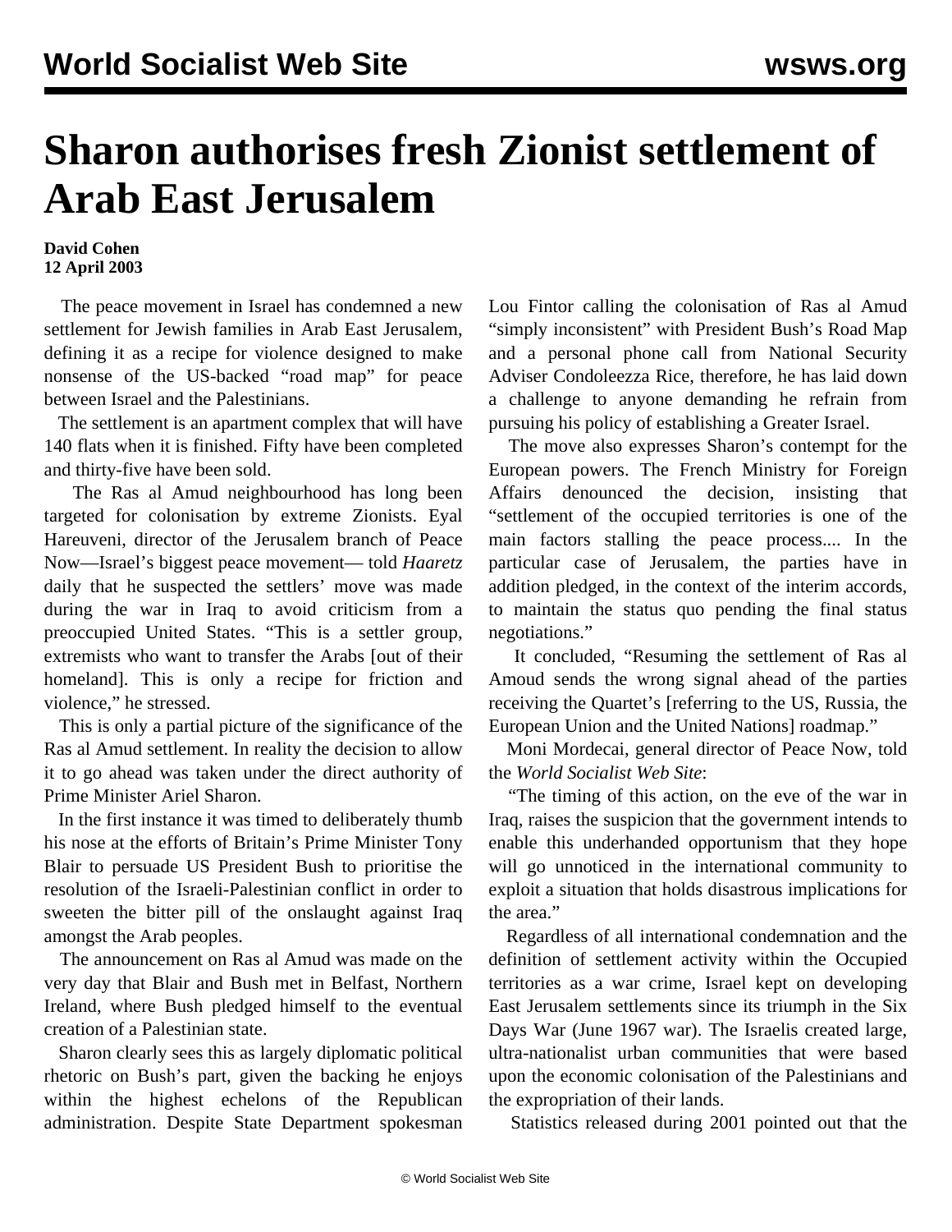# Sharon authorises fresh Zionist settlement of Arab East Jerusalem

**David Cohen**
**12 April 2003**

The peace movement in Israel has condemned a new settlement for Jewish families in Arab East Jerusalem, defining it as a recipe for violence designed to make nonsense of the US-backed "road map" for peace between Israel and the Palestinians.

The settlement is an apartment complex that will have 140 flats when it is finished. Fifty have been completed and thirty-five have been sold.

The Ras al Amud neighbourhood has long been targeted for colonisation by extreme Zionists. Eyal Hareuveni, director of the Jerusalem branch of Peace Now—Israel's biggest peace movement— told *Haaretz* daily that he suspected the settlers' move was made during the war in Iraq to avoid criticism from a preoccupied United States. "This is a settler group, extremists who want to transfer the Arabs [out of their homeland]. This is only a recipe for friction and violence," he stressed.

This is only a partial picture of the significance of the Ras al Amud settlement. In reality the decision to allow it to go ahead was taken under the direct authority of Prime Minister Ariel Sharon.

In the first instance it was timed to deliberately thumb his nose at the efforts of Britain's Prime Minister Tony Blair to persuade US President Bush to prioritise the resolution of the Israeli-Palestinian conflict in order to sweeten the bitter pill of the onslaught against Iraq amongst the Arab peoples.

The announcement on Ras al Amud was made on the very day that Blair and Bush met in Belfast, Northern Ireland, where Bush pledged himself to the eventual creation of a Palestinian state.

Sharon clearly sees this as largely diplomatic political rhetoric on Bush's part, given the backing he enjoys within the highest echelons of the Republican administration. Despite State Department spokesman Lou Fintor calling the colonisation of Ras al Amud "simply inconsistent" with President Bush's Road Map and a personal phone call from National Security Adviser Condoleezza Rice, therefore, he has laid down a challenge to anyone demanding he refrain from pursuing his policy of establishing a Greater Israel.

The move also expresses Sharon's contempt for the European powers. The French Ministry for Foreign Affairs denounced the decision, insisting that "settlement of the occupied territories is one of the main factors stalling the peace process.... In the particular case of Jerusalem, the parties have in addition pledged, in the context of the interim accords, to maintain the status quo pending the final status negotiations."

It concluded, "Resuming the settlement of Ras al Amoud sends the wrong signal ahead of the parties receiving the Quartet's [referring to the US, Russia, the European Union and the United Nations] roadmap."

Moni Mordecai, general director of Peace Now, told the *World Socialist Web Site*:

"The timing of this action, on the eve of the war in Iraq, raises the suspicion that the government intends to enable this underhanded opportunism that they hope will go unnoticed in the international community to exploit a situation that holds disastrous implications for the area."

Regardless of all international condemnation and the definition of settlement activity within the Occupied territories as a war crime, Israel kept on developing East Jerusalem settlements since its triumph in the Six Days War (June 1967 war). The Israelis created large, ultra-nationalist urban communities that were based upon the economic colonisation of the Palestinians and the expropriation of their lands.

Statistics released during 2001 pointed out that the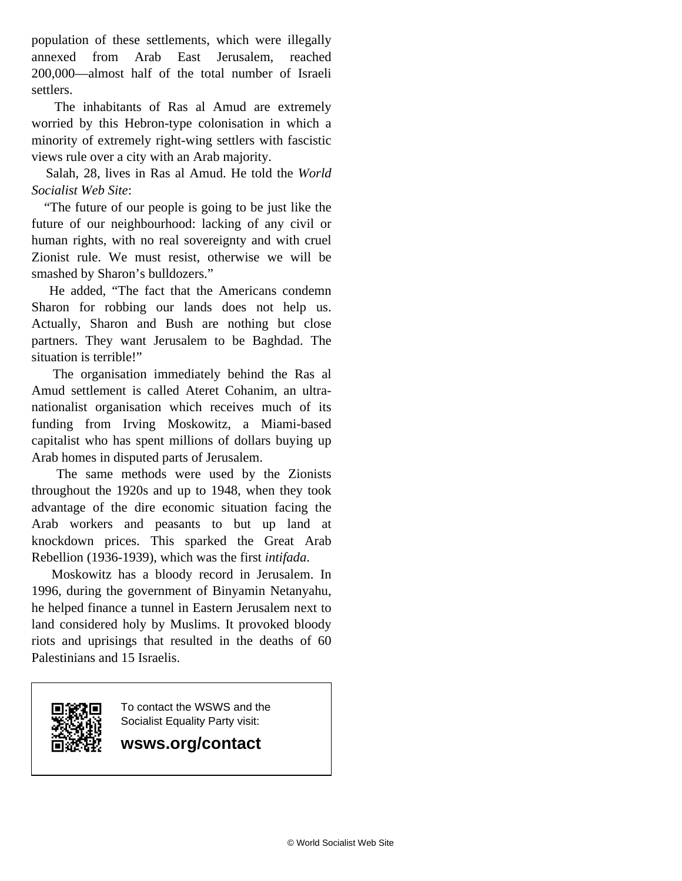population of these settlements, which were illegally annexed from Arab East Jerusalem, reached 200,000—almost half of the total number of Israeli settlers.

The inhabitants of Ras al Amud are extremely worried by this Hebron-type colonisation in which a minority of extremely right-wing settlers with fascistic views rule over a city with an Arab majority.

Salah, 28, lives in Ras al Amud. He told the *World Socialist Web Site*:

"The future of our people is going to be just like the future of our neighbourhood: lacking of any civil or human rights, with no real sovereignty and with cruel Zionist rule. We must resist, otherwise we will be smashed by Sharon's bulldozers."

He added, "The fact that the Americans condemn Sharon for robbing our lands does not help us. Actually, Sharon and Bush are nothing but close partners. They want Jerusalem to be Baghdad. The situation is terrible!"

The organisation immediately behind the Ras al Amud settlement is called Ateret Cohanim, an ultra-nationalist organisation which receives much of its funding from Irving Moskowitz, a Miami-based capitalist who has spent millions of dollars buying up Arab homes in disputed parts of Jerusalem.

The same methods were used by the Zionists throughout the 1920s and up to 1948, when they took advantage of the dire economic situation facing the Arab workers and peasants to but up land at knockdown prices. This sparked the Great Arab Rebellion (1936-1939), which was the first *intifada*.

Moskowitz has a bloody record in Jerusalem. In 1996, during the government of Binyamin Netanyahu, he helped finance a tunnel in Eastern Jerusalem next to land considered holy by Muslims. It provoked bloody riots and uprisings that resulted in the deaths of 60 Palestinians and 15 Israelis.

To contact the WSWS and the Socialist Equality Party visit:

**wsws.org/contact**